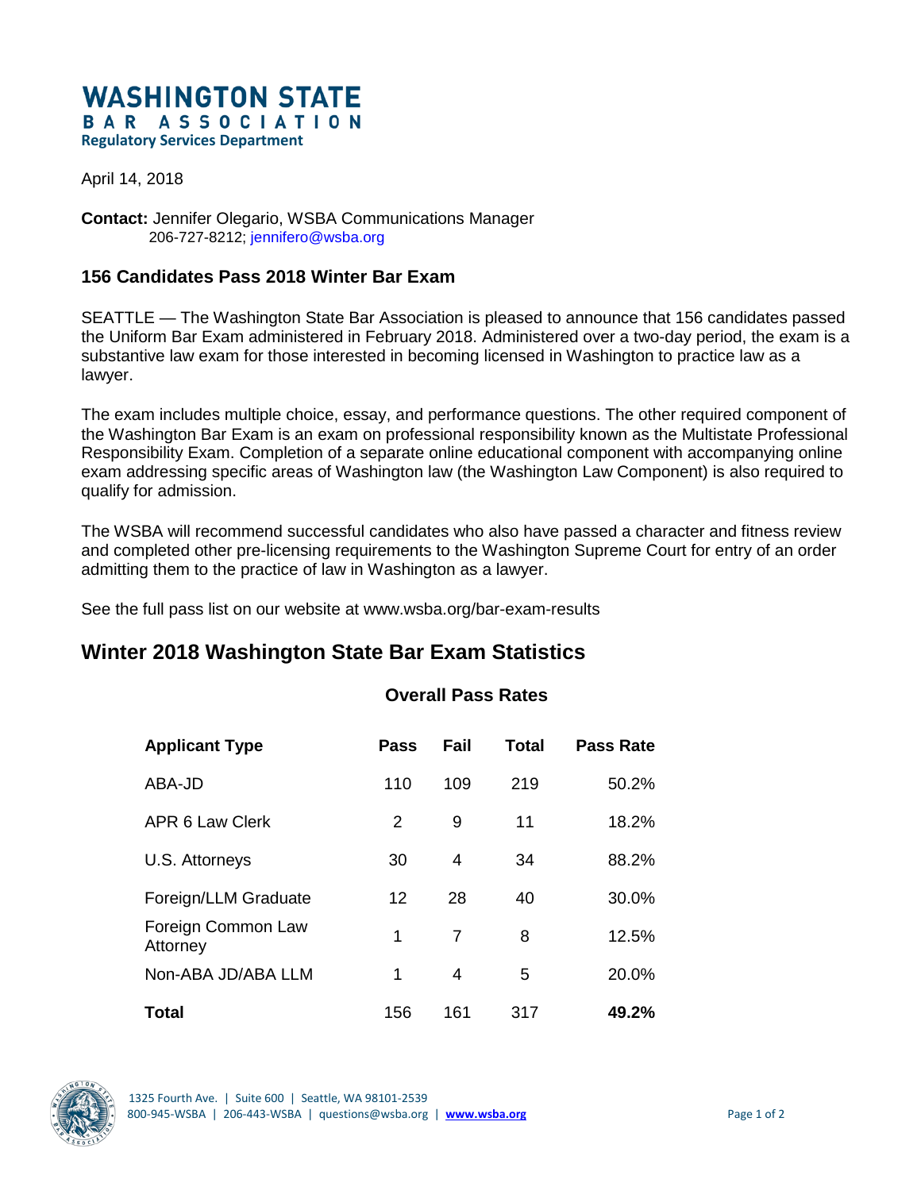# WASHINGTON STATE BAR ASSOCIATION

**Regulatory Services Department**

April 14, 2018

**Contact:** Jennifer Olegario, WSBA Communications Manager
206-727-8212; jennifero@wsba.org

### 156 Candidates Pass 2018 Winter Bar Exam

SEATTLE — The Washington State Bar Association is pleased to announce that 156 candidates passed the Uniform Bar Exam administered in February 2018. Administered over a two-day period, the exam is a substantive law exam for those interested in becoming licensed in Washington to practice law as a lawyer.

The exam includes multiple choice, essay, and performance questions. The other required component of the Washington Bar Exam is an exam on professional responsibility known as the Multistate Professional Responsibility Exam. Completion of a separate online educational component with accompanying online exam addressing specific areas of Washington law (the Washington Law Component) is also required to qualify for admission.

The WSBA will recommend successful candidates who also have passed a character and fitness review and completed other pre-licensing requirements to the Washington Supreme Court for entry of an order admitting them to the practice of law in Washington as a lawyer.

See the full pass list on our website at www.wsba.org/bar-exam-results

## Winter 2018 Washington State Bar Exam Statistics

### Overall Pass Rates

| Applicant Type | Pass | Fail | Total | Pass Rate |
|---|---|---|---|---|
| ABA-JD | 110 | 109 | 219 | 50.2% |
| APR 6 Law Clerk | 2 | 9 | 11 | 18.2% |
| U.S. Attorneys | 30 | 4 | 34 | 88.2% |
| Foreign/LLM Graduate | 12 | 28 | 40 | 30.0% |
| Foreign Common Law Attorney | 1 | 7 | 8 | 12.5% |
| Non-ABA JD/ABA LLM | 1 | 4 | 5 | 20.0% |
| **Total** | 156 | 161 | 317 | **49.2%** |

1325 Fourth Ave. | Suite 600 | Seattle, WA 98101-2539
800-945-WSBA | 206-443-WSBA | questions@wsba.org | **www.wsba.org**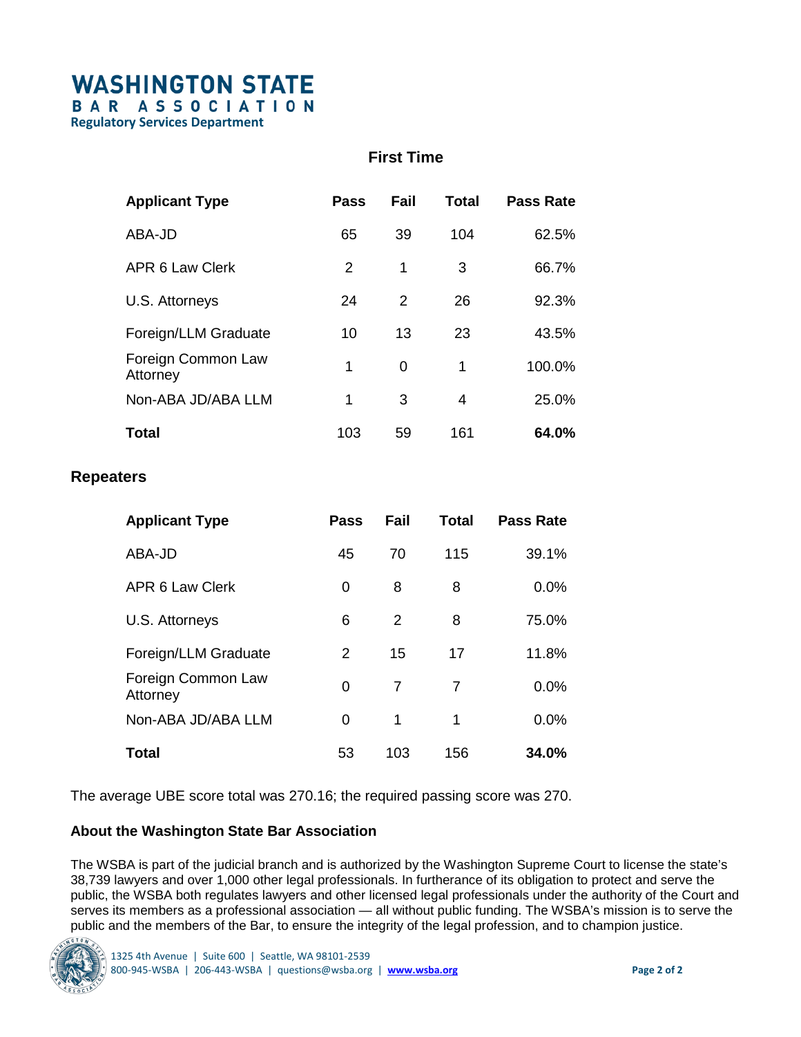# WASHINGTON STATE BAR ASSOCIATION

**Regulatory Services Department**

## First Time

| Applicant Type | Pass | Fail | Total | Pass Rate |
|---|---|---|---|---|
| ABA-JD | 65 | 39 | 104 | 62.5% |
| APR 6 Law Clerk | 2 | 1 | 3 | 66.7% |
| U.S. Attorneys | 24 | 2 | 26 | 92.3% |
| Foreign/LLM Graduate | 10 | 13 | 23 | 43.5% |
| Foreign Common Law Attorney | 1 | 0 | 1 | 100.0% |
| Non-ABA JD/ABA LLM | 1 | 3 | 4 | 25.0% |
| **Total** | 103 | 59 | 161 | **64.0%** |

## Repeaters

| Applicant Type | Pass | Fail | Total | Pass Rate |
|---|---|---|---|---|
| ABA-JD | 45 | 70 | 115 | 39.1% |
| APR 6 Law Clerk | 0 | 8 | 8 | 0.0% |
| U.S. Attorneys | 6 | 2 | 8 | 75.0% |
| Foreign/LLM Graduate | 2 | 15 | 17 | 11.8% |
| Foreign Common Law Attorney | 0 | 7 | 7 | 0.0% |
| Non-ABA JD/ABA LLM | 0 | 1 | 1 | 0.0% |
| **Total** | 53 | 103 | 156 | **34.0%** |

The average UBE score total was 270.16; the required passing score was 270.

### About the Washington State Bar Association

The WSBA is part of the judicial branch and is authorized by the Washington Supreme Court to license the state's 38,739 lawyers and over 1,000 other legal professionals. In furtherance of its obligation to protect and serve the public, the WSBA both regulates lawyers and other licensed legal professionals under the authority of the Court and serves its members as a professional association — all without public funding. The WSBA's mission is to serve the public and the members of the Bar, to ensure the integrity of the legal profession, and to champion justice.

1325 4th Avenue | Suite 600 | Seattle, WA 98101-2539
800-945-WSBA | 206-443-WSBA | questions@wsba.org | **www.wsba.org**